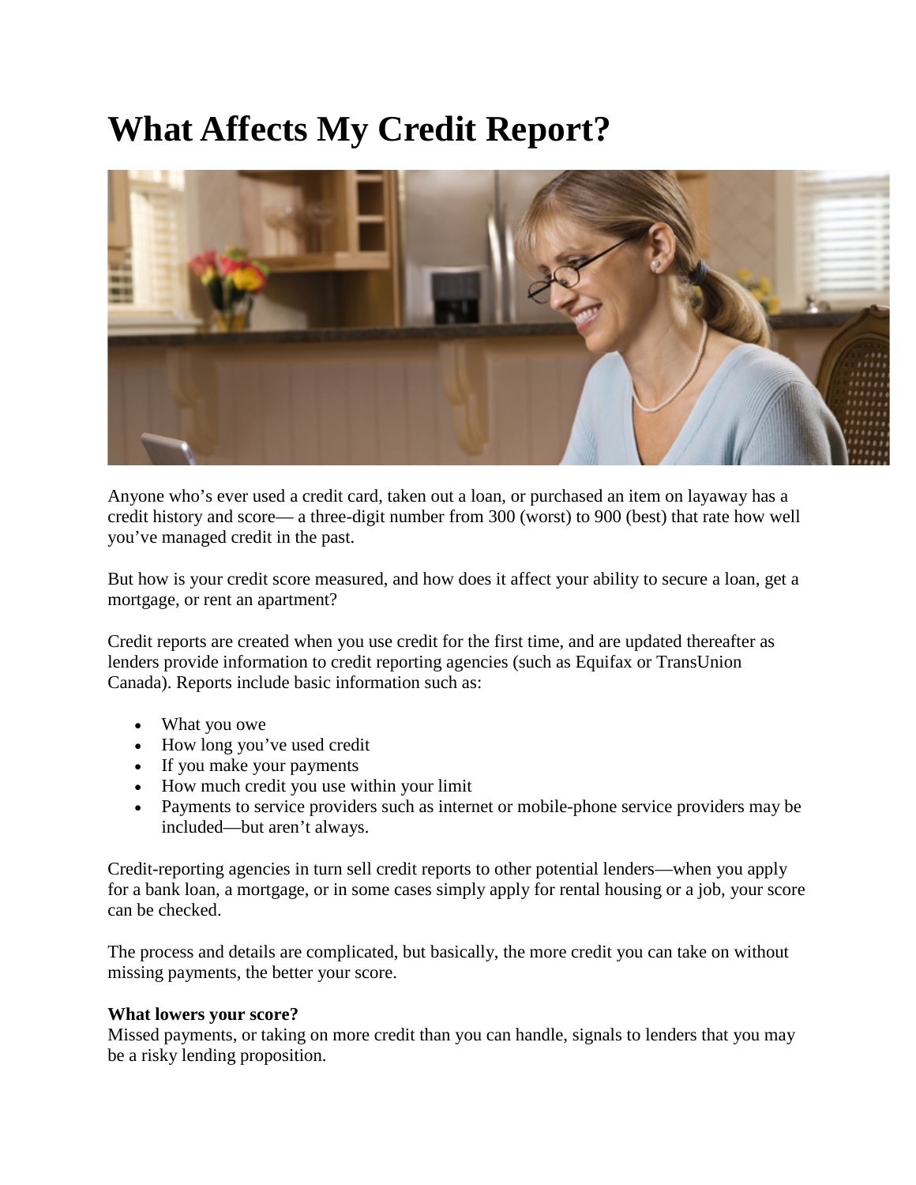# What Affects My Credit Report?

Anyone who's ever used a credit card, taken out a loan, or purchased an item on layaway has a credit history and score— a three-digit number from 300 (worst) to 900 (best) that rate how well you've managed credit in the past.

But how is your credit score measured, and how does it affect your ability to secure a loan, get a mortgage, or rent an apartment?

Credit reports are created when you use credit for the first time, and are updated thereafter as lenders provide information to credit reporting agencies (such as Equifax or TransUnion Canada). Reports include basic information such as:

- What you owe
- How long you've used credit
- If you make your payments
- How much credit you use within your limit
- Payments to service providers such as internet or mobile-phone service providers may be included—but aren't always.

Credit-reporting agencies in turn sell credit reports to other potential lenders—when you apply for a bank loan, a mortgage, or in some cases simply apply for rental housing or a job, your score can be checked.

The process and details are complicated, but basically, the more credit you can take on without missing payments, the better your score.

**What lowers your score?**
Missed payments, or taking on more credit than you can handle, signals to lenders that you may be a risky lending proposition.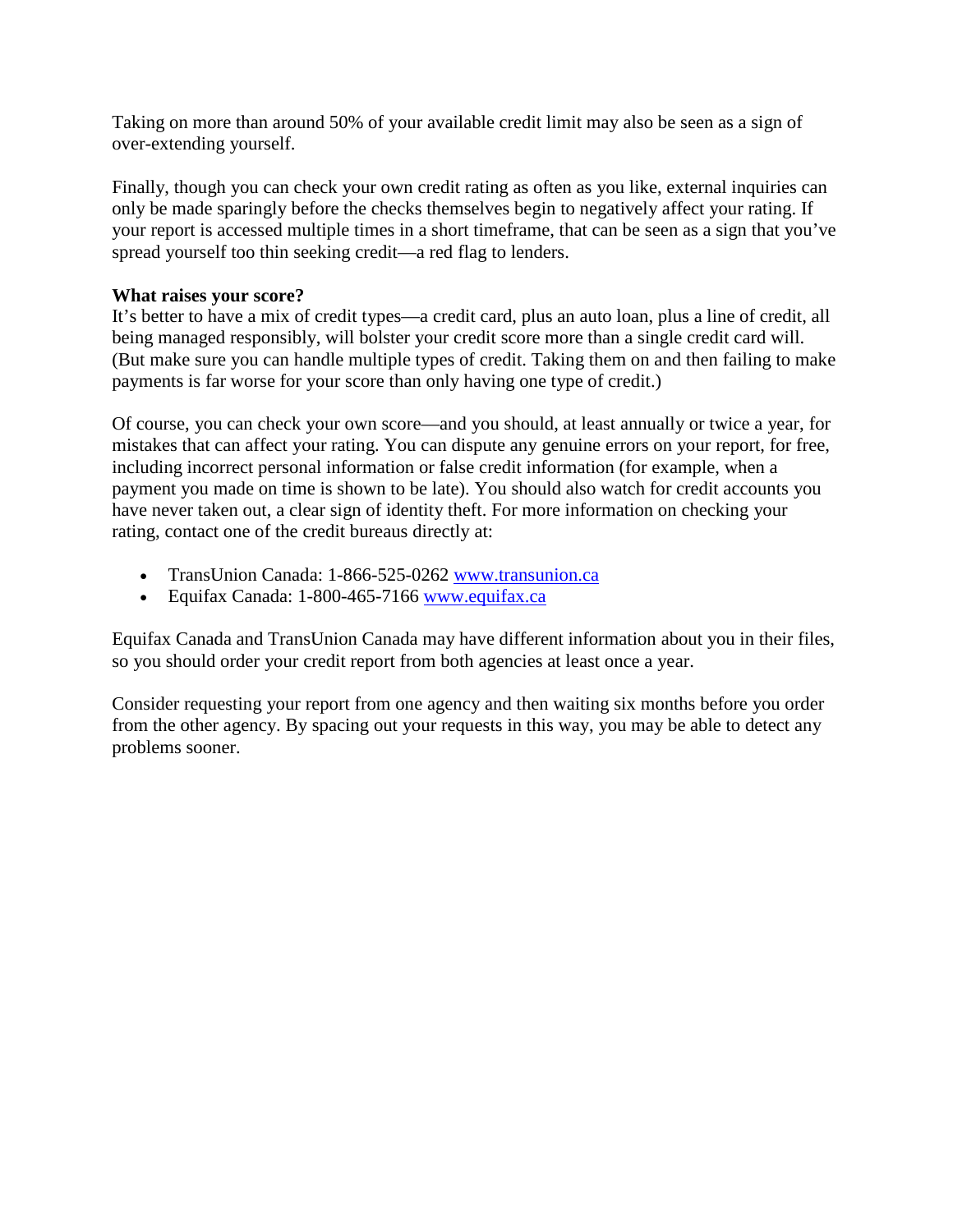Taking on more than around 50% of your available credit limit may also be seen as a sign of over-extending yourself.

Finally, though you can check your own credit rating as often as you like, external inquiries can only be made sparingly before the checks themselves begin to negatively affect your rating. If your report is accessed multiple times in a short timeframe, that can be seen as a sign that you've spread yourself too thin seeking credit—a red flag to lenders.

**What raises your score?**

It's better to have a mix of credit types—a credit card, plus an auto loan, plus a line of credit, all being managed responsibly, will bolster your credit score more than a single credit card will. (But make sure you can handle multiple types of credit. Taking them on and then failing to make payments is far worse for your score than only having one type of credit.)

Of course, you can check your own score—and you should, at least annually or twice a year, for mistakes that can affect your rating. You can dispute any genuine errors on your report, for free, including incorrect personal information or false credit information (for example, when a payment you made on time is shown to be late). You should also watch for credit accounts you have never taken out, a clear sign of identity theft. For more information on checking your rating, contact one of the credit bureaus directly at:

- TransUnion Canada: 1-866-525-0262 [www.transunion.ca](http://www.transunion.ca)
- Equifax Canada: 1-800-465-7166 [www.equifax.ca](http://www.equifax.ca)

Equifax Canada and TransUnion Canada may have different information about you in their files, so you should order your credit report from both agencies at least once a year.

Consider requesting your report from one agency and then waiting six months before you order from the other agency. By spacing out your requests in this way, you may be able to detect any problems sooner.